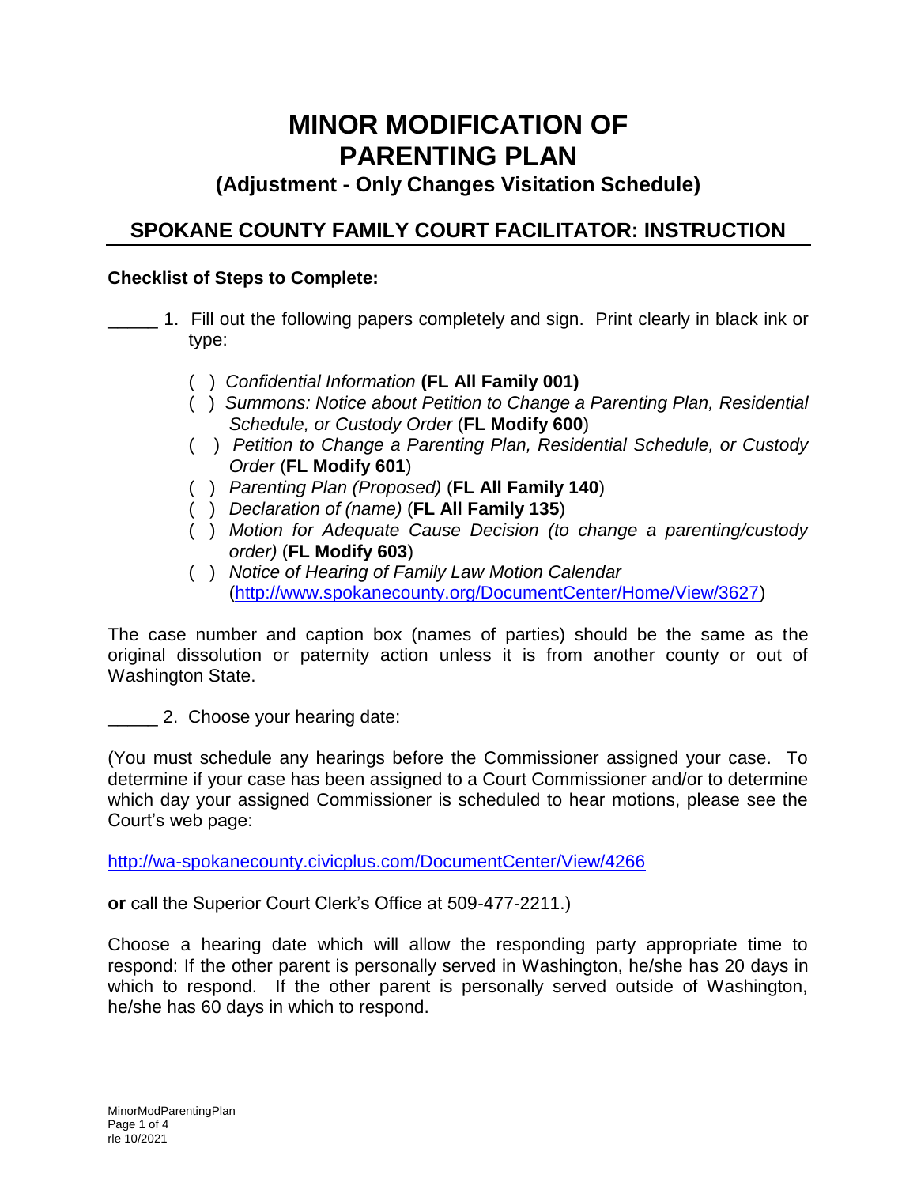# MINOR MODIFICATION OF PARENTING PLAN

### (Adjustment - Only Changes Visitation Schedule)

## SPOKANE COUNTY FAMILY COURT FACILITATOR: INSTRUCTION

**Checklist of Steps to Complete:**

_____ 1. Fill out the following papers completely and sign. Print clearly in black ink or type:

- ( ) *Confidential Information* **(FL All Family 001)**
- ( ) *Summons: Notice about Petition to Change a Parenting Plan, Residential Schedule, or Custody Order* (**FL Modify 600**)
- ( ) *Petition to Change a Parenting Plan, Residential Schedule, or Custody Order* (**FL Modify 601**)
- ( ) *Parenting Plan (Proposed)* (**FL All Family 140**)
- ( ) *Declaration of (name)* (**FL All Family 135**)
- ( ) *Motion for Adequate Cause Decision (to change a parenting/custody order)* (**FL Modify 603**)
- ( ) *Notice of Hearing of Family Law Motion Calendar* (http://www.spokanecounty.org/DocumentCenter/Home/View/3627)

The case number and caption box (names of parties) should be the same as the original dissolution or paternity action unless it is from another county or out of Washington State.

_____ 2. Choose your hearing date:

(You must schedule any hearings before the Commissioner assigned your case. To determine if your case has been assigned to a Court Commissioner and/or to determine which day your assigned Commissioner is scheduled to hear motions, please see the Court's web page:

http://wa-spokanecounty.civicplus.com/DocumentCenter/View/4266

**or** call the Superior Court Clerk's Office at 509-477-2211.)

Choose a hearing date which will allow the responding party appropriate time to respond: If the other parent is personally served in Washington, he/she has 20 days in which to respond. If the other parent is personally served outside of Washington, he/she has 60 days in which to respond.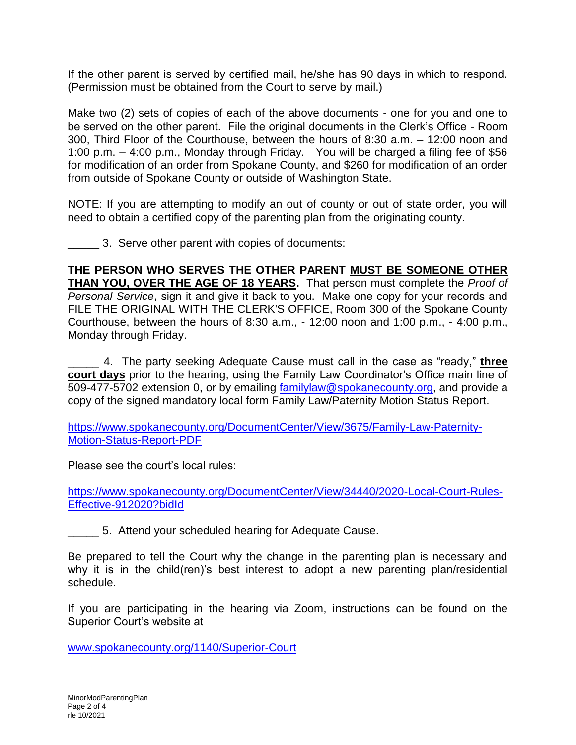If the other parent is served by certified mail, he/she has 90 days in which to respond. (Permission must be obtained from the Court to serve by mail.)

Make two (2) sets of copies of each of the above documents - one for you and one to be served on the other parent. File the original documents in the Clerk's Office - Room 300, Third Floor of the Courthouse, between the hours of 8:30 a.m. – 12:00 noon and 1:00 p.m. – 4:00 p.m., Monday through Friday. You will be charged a filing fee of $56 for modification of an order from Spokane County, and $260 for modification of an order from outside of Spokane County or outside of Washington State.

NOTE: If you are attempting to modify an out of county or out of state order, you will need to obtain a certified copy of the parenting plan from the originating county.

_____ 3. Serve other parent with copies of documents:

**THE PERSON WHO SERVES THE OTHER PARENT <u>MUST BE SOMEONE OTHER THAN YOU, OVER THE AGE OF 18 YEARS</u>.** That person must complete the *Proof of Personal Service*, sign it and give it back to you. Make one copy for your records and FILE THE ORIGINAL WITH THE CLERK'S OFFICE, Room 300 of the Spokane County Courthouse, between the hours of 8:30 a.m., - 12:00 noon and 1:00 p.m., - 4:00 p.m., Monday through Friday.

_____ 4. The party seeking Adequate Cause must call in the case as "ready," **<u>three court days</u>** prior to the hearing, using the Family Law Coordinator's Office main line of 509-477-5702 extension 0, or by emailing familylaw@spokanecounty.org, and provide a copy of the signed mandatory local form Family Law/Paternity Motion Status Report.

https://www.spokanecounty.org/DocumentCenter/View/3675/Family-Law-Paternity-Motion-Status-Report-PDF

Please see the court's local rules:

https://www.spokanecounty.org/DocumentCenter/View/34440/2020-Local-Court-Rules-Effective-912020?bidId

_____ 5. Attend your scheduled hearing for Adequate Cause.

Be prepared to tell the Court why the change in the parenting plan is necessary and why it is in the child(ren)'s best interest to adopt a new parenting plan/residential schedule.

If you are participating in the hearing via Zoom, instructions can be found on the Superior Court's website at

www.spokanecounty.org/1140/Superior-Court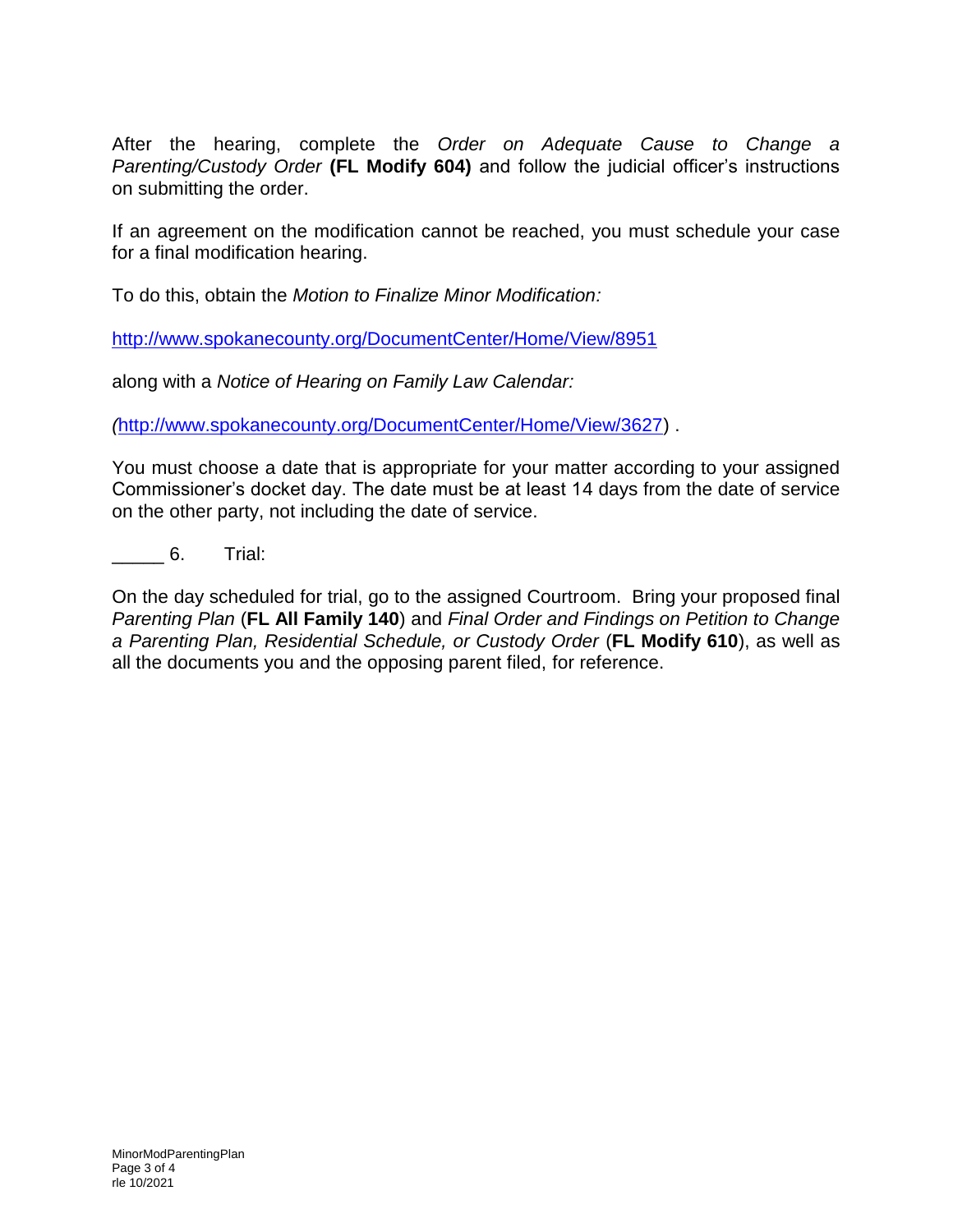After the hearing, complete the *Order on Adequate Cause to Change a Parenting/Custody Order* **(FL Modify 604)** and follow the judicial officer's instructions on submitting the order.

If an agreement on the modification cannot be reached, you must schedule your case for a final modification hearing.

To do this, obtain the *Motion to Finalize Minor Modification:*

http://www.spokanecounty.org/DocumentCenter/Home/View/8951

along with a *Notice of Hearing on Family Law Calendar:*

*(*http://www.spokanecounty.org/DocumentCenter/Home/View/3627) .

You must choose a date that is appropriate for your matter according to your assigned Commissioner's docket day. The date must be at least 14 days from the date of service on the other party, not including the date of service.

_____ 6. Trial:

On the day scheduled for trial, go to the assigned Courtroom. Bring your proposed final *Parenting Plan* (**FL All Family 140**) and *Final Order and Findings on Petition to Change a Parenting Plan, Residential Schedule, or Custody Order* (**FL Modify 610**), as well as all the documents you and the opposing parent filed, for reference.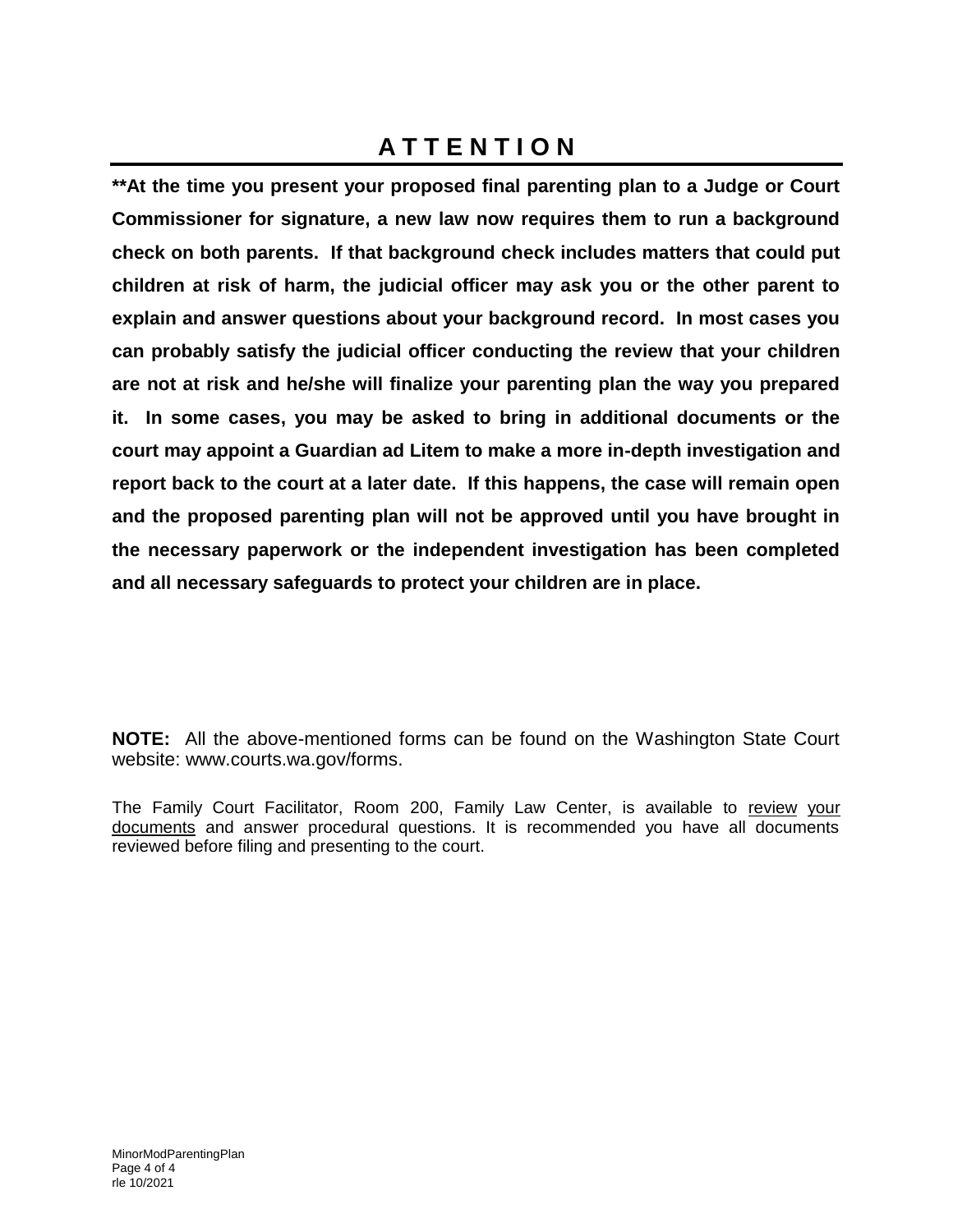# A T T E N T I O N

**\*\*At the time you present your proposed final parenting plan to a Judge or Court Commissioner for signature, a new law now requires them to run a background check on both parents. If that background check includes matters that could put children at risk of harm, the judicial officer may ask you or the other parent to explain and answer questions about your background record. In most cases you can probably satisfy the judicial officer conducting the review that your children are not at risk and he/she will finalize your parenting plan the way you prepared it. In some cases, you may be asked to bring in additional documents or the court may appoint a Guardian ad Litem to make a more in-depth investigation and report back to the court at a later date. If this happens, the case will remain open and the proposed parenting plan will not be approved until you have brought in the necessary paperwork or the independent investigation has been completed and all necessary safeguards to protect your children are in place.**

**NOTE:** All the above-mentioned forms can be found on the Washington State Court website: www.courts.wa.gov/forms.

The Family Court Facilitator, Room 200, Family Law Center, is available to <u>review your documents</u> and answer procedural questions. It is recommended you have all documents reviewed before filing and presenting to the court.

MinorModParentingPlan
rle 10/2021